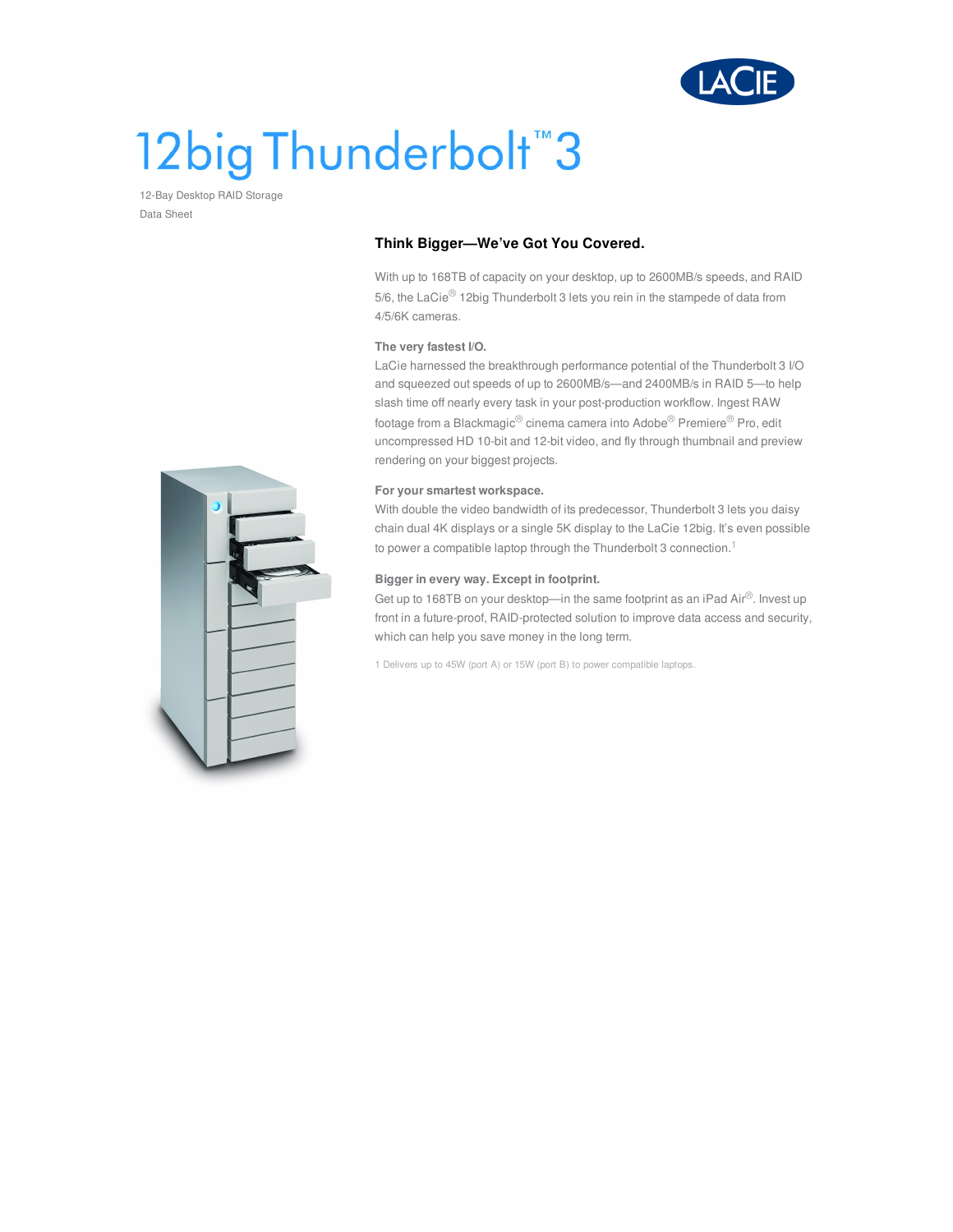# 12big Thunderbolt™ 3

12-Bay Desktop RAID Storage

Data Sheet

## Think Bigger—We've Got You Covered.

With up to 168TB of capacity on your desktop, up to 2600MB/s speeds, and RAID 5/6, the LaCie® 12big Thunderbolt 3 lets you rein in the stampede of data from 4/5/6K cameras.

**The very fastest I/O.**
LaCie harnessed the breakthrough performance potential of the Thunderbolt 3 I/O and squeezed out speeds of up to 2600MB/s—and 2400MB/s in RAID 5—to help slash time off nearly every task in your post-production workflow. Ingest RAW footage from a Blackmagic® cinema camera into Adobe® Premiere® Pro, edit uncompressed HD 10-bit and 12-bit video, and fly through thumbnail and preview rendering on your biggest projects.

**For your smartest workspace.**
With double the video bandwidth of its predecessor, Thunderbolt 3 lets you daisy chain dual 4K displays or a single 5K display to the LaCie 12big. It's even possible to power a compatible laptop through the Thunderbolt 3 connection.[1]

**Bigger in every way. Except in footprint.**
Get up to 168TB on your desktop—in the same footprint as an iPad Air®. Invest up front in a future-proof, RAID-protected solution to improve data access and security, which can help you save money in the long term.

1 Delivers up to 45W (port A) or 15W (port B) to power compatible laptops.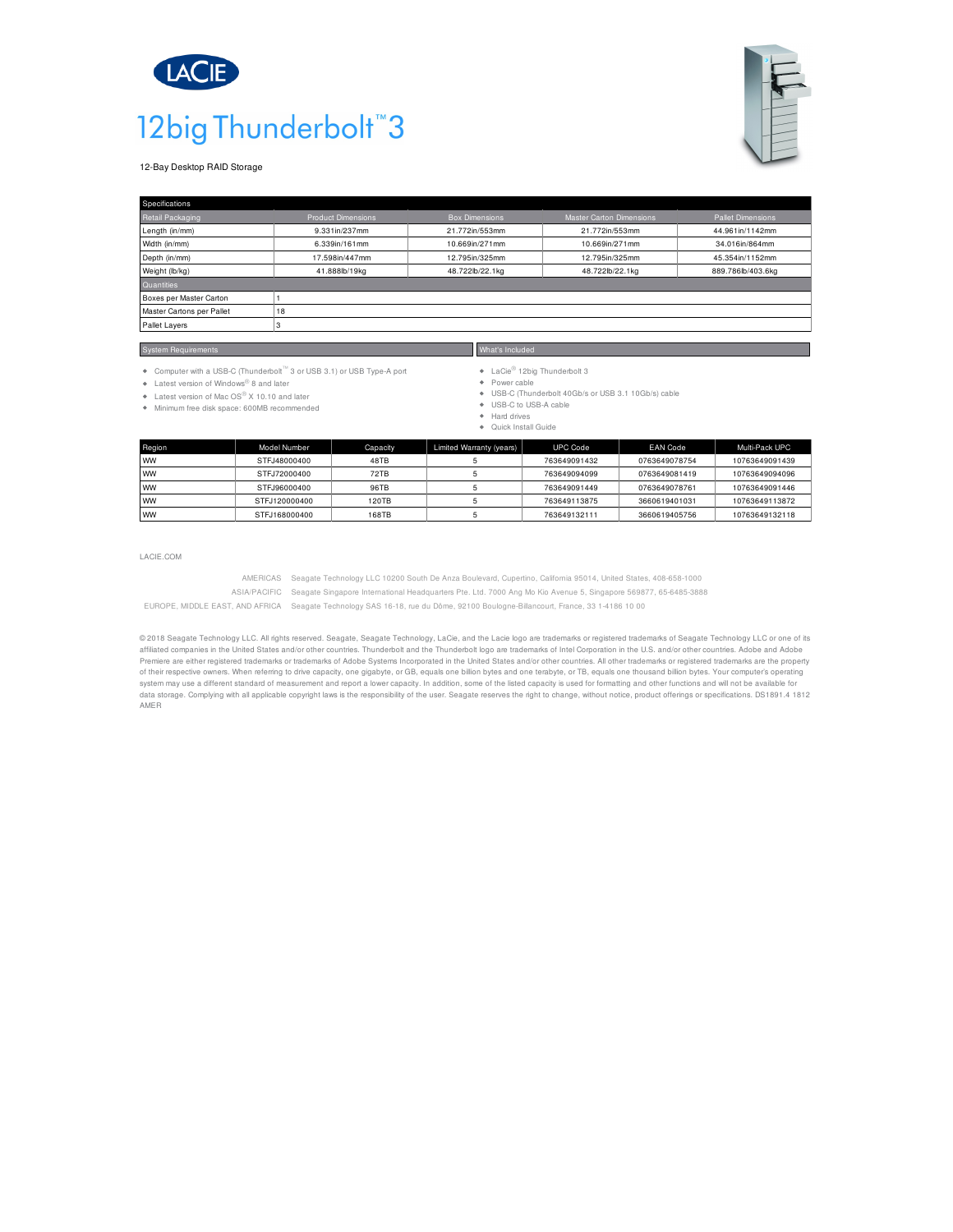# 12big Thunderbolt™ 3

12-Bay Desktop RAID Storage

| Specifications | | | | |
|---|---|---|---|---|
| Retail Packaging | Product Dimensions | Box Dimensions | Master Carton Dimensions | Pallet Dimensions |
| Length (in/mm) | 9.331in/237mm | 21.772in/553mm | 21.772in/553mm | 44.961in/1142mm |
| Width (in/mm) | 6.339in/161mm | 10.669in/271mm | 10.669in/271mm | 34.016in/864mm |
| Depth (in/mm) | 17.598in/447mm | 12.795in/325mm | 12.795in/325mm | 45.354in/1152mm |
| Weight (lb/kg) | 41.888lb/19kg | 48.722lb/22.1kg | 48.722lb/22.1kg | 889.786lb/403.6kg |
| Quantities | | | | |
| Boxes per Master Carton | 1 | | | |
| Master Cartons per Pallet | 18 | | | |
| Pallet Layers | 3 | | | |

## System Requirements

- Computer with a USB-C (Thunderbolt™ 3 or USB 3.1) or USB Type-A port
- Latest version of Windows® 8 and later
- Latest version of Mac OS® X 10.10 and later
- Minimum free disk space: 600MB recommended

## What's Included

- LaCie® 12big Thunderbolt 3
- Power cable
- USB-C (Thunderbolt 40Gb/s or USB 3.1 10Gb/s) cable
- USB-C to USB-A cable
- Hard drives
- Quick Install Guide

| Region | Model Number | Capacity | Limited Warranty (years) | UPC Code | EAN Code | Multi-Pack UPC |
|---|---|---|---|---|---|---|
| WW | STFJ48000400 | 48TB | 5 | 763649091432 | 0763649078754 | 10763649091439 |
| WW | STFJ72000400 | 72TB | 5 | 763649094099 | 0763649081419 | 10763649094096 |
| WW | STFJ96000400 | 96TB | 5 | 763649091449 | 0763649078761 | 10763649091446 |
| WW | STFJ120000400 | 120TB | 5 | 763649113875 | 3660619401031 | 10763649113872 |
| WW | STFJ168000400 | 168TB | 5 | 763649132111 | 3660619405756 | 10763649132118 |

LACIE.COM

AMERICAS Seagate Technology LLC 10200 South De Anza Boulevard, Cupertino, California 95014, United States, 408-658-1000

ASIA/PACIFIC Seagate Singapore International Headquarters Pte. Ltd. 7000 Ang Mo Kio Avenue 5, Singapore 569877, 65-6485-3888

EUROPE, MIDDLE EAST, AND AFRICA Seagate Technology SAS 16-18, rue du Dôme, 92100 Boulogne-Billancourt, France, 33 1-4186 10 00

© 2018 Seagate Technology LLC. All rights reserved. Seagate, Seagate Technology, LaCie, and the Lacie logo are trademarks or registered trademarks of Seagate Technology LLC or one of its affiliated companies in the United States and/or other countries. Thunderbolt and the Thunderbolt logo are trademarks of Intel Corporation in the U.S. and/or other countries. Adobe and Adobe Premiere are either registered trademarks or trademarks of Adobe Systems Incorporated in the United States and/or other countries. All other trademarks or registered trademarks are the property of their respective owners. When referring to drive capacity, one gigabyte, or GB, equals one billion bytes and one terabyte, or TB, equals one thousand billion bytes. Your computer's operating system may use a different standard of measurement and report a lower capacity. In addition, some of the listed capacity is used for formatting and other functions and will not be available for data storage. Complying with all applicable copyright laws is the responsibility of the user. Seagate reserves the right to change, without notice, product offerings or specifications. DS1891.4 1812 AMER